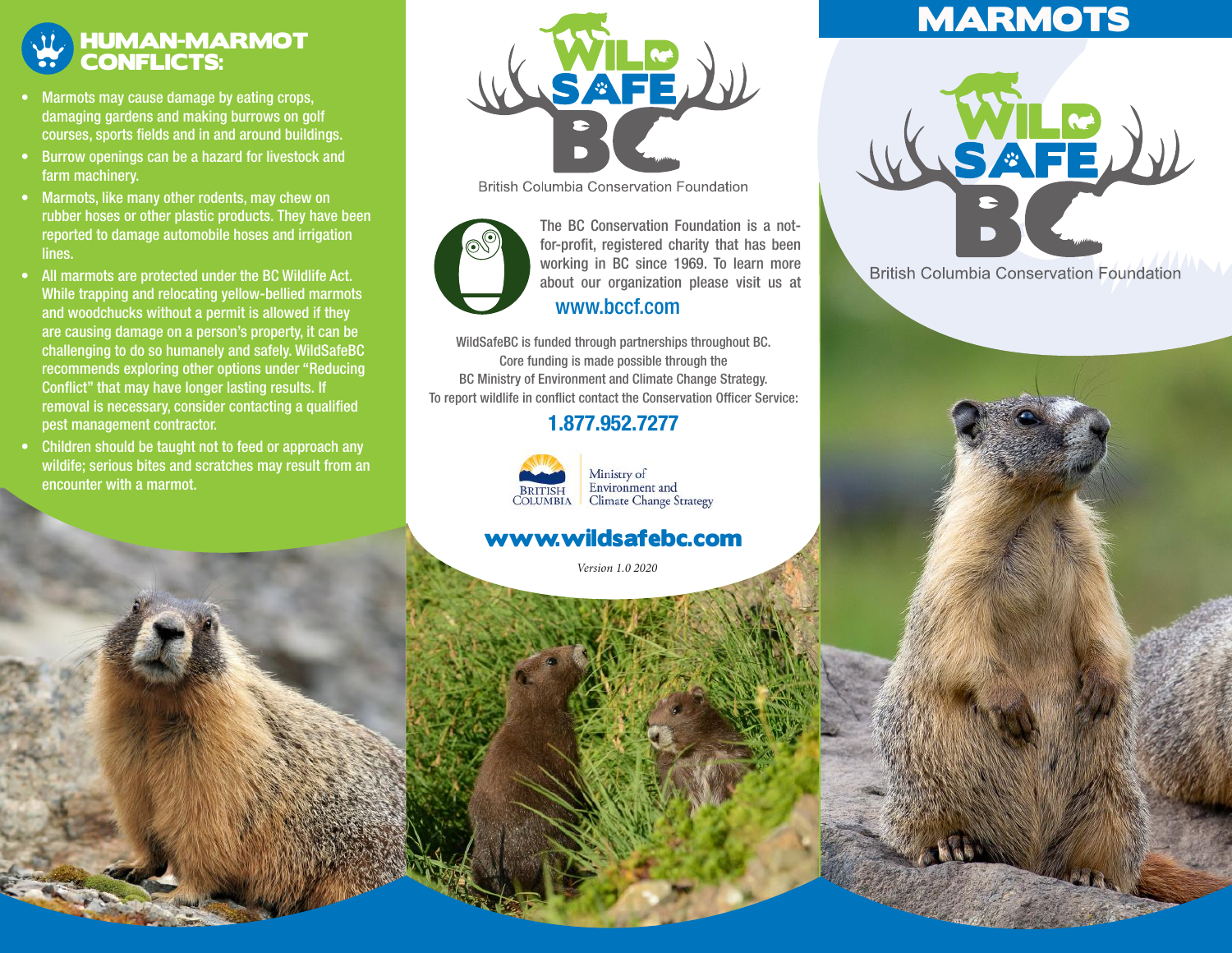## HUMAN-MARMOT CONFLICTS:

- Marmots may cause damage by eating crops, damaging gardens and making burrows on golf courses, sports fields and in and around buildings.
- Burrow openings can be a hazard for livestock and farm machinery.
- Marmots, like many other rodents, may chew on rubber hoses or other plastic products. They have been reported to damage automobile hoses and irrigation lines.
- All marmots are protected under the BC Wildlife Act. While trapping and relocating yellow-bellied marmots and woodchucks without a permit is allowed if they are causing damage on a person's property, it can be challenging to do so humanely and safely. WildSafeBC recommends exploring other options under "Reducing Conflict" that may have longer lasting results. If removal is necessary, consider contacting a qualified pest management contractor.
- Children should be taught not to feed or approach any wildife; serious bites and scratches may result from an encounter with a marmot.

WILD SAFE BC

British Columbia Conservation Foundation

The BC Conservation Foundation is a not-for-profit, registered charity that has been working in BC since 1969. To learn more about our organization please visit us at

www.bccf.com

WildSafeBC is funded through partnerships throughout BC. Core funding is made possible through the BC Ministry of Environment and Climate Change Strategy. To report wildlife in conflict contact the Conservation Officer Service:

**1.877.952.7277**

British Columbia | Ministry of Environment and Climate Change Strategy

**www.wildsafebc.com**

*Version 1.0 2020*

# MARMOTS

WILD SAFE BC

British Columbia Conservation Foundation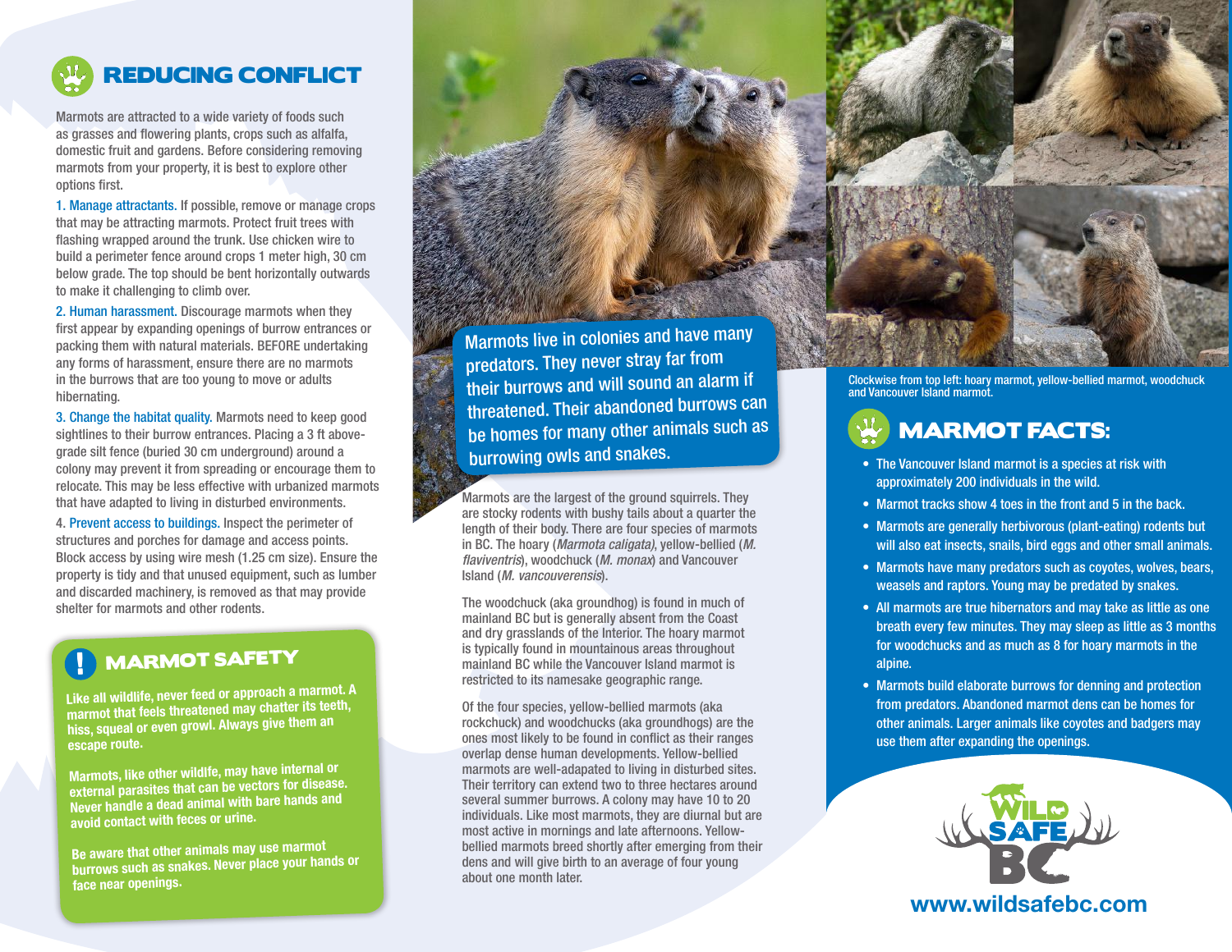## REDUCING CONFLICT

Marmots are attracted to a wide variety of foods such as grasses and flowering plants, crops such as alfalfa, domestic fruit and gardens. Before considering removing marmots from your property, it is best to explore other options first.

1. Manage attractants. If possible, remove or manage crops that may be attracting marmots. Protect fruit trees with flashing wrapped around the trunk. Use chicken wire to build a perimeter fence around crops 1 meter high, 30 cm below grade. The top should be bent horizontally outwards to make it challenging to climb over.

2. Human harassment. Discourage marmots when they first appear by expanding openings of burrow entrances or packing them with natural materials. BEFORE undertaking any forms of harassment, ensure there are no marmots in the burrows that are too young to move or adults hibernating.

3. Change the habitat quality. Marmots need to keep good sightlines to their burrow entrances. Placing a 3 ft above-grade silt fence (buried 30 cm underground) around a colony may prevent it from spreading or encourage them to relocate. This may be less effective with urbanized marmots that have adapted to living in disturbed environments.

4. Prevent access to buildings. Inspect the perimeter of structures and porches for damage and access points. Block access by using wire mesh (1.25 cm size). Ensure the property is tidy and that unused equipment, such as lumber and discarded machinery, is removed as that may provide shelter for marmots and other rodents.

## MARMOT SAFETY

Like all wildlife, never feed or approach a marmot. A marmot that feels threatened may chatter its teeth, hiss, squeal or even growl. Always give them an escape route.

Marmots, like other wildlife, may have internal or external parasites that can be vectors for disease. Never handle a dead animal with bare hands and avoid contact with feces or urine.

Be aware that other animals may use marmot burrows such as snakes. Never place your hands or face near openings.

**Marmots live in colonies and have many predators. They never stray far from their burrows and will sound an alarm if threatened. Their abandoned burrows can be homes for many other animals such as burrowing owls and snakes.**

Marmots are the largest of the ground squirrels. They are stocky rodents with bushy tails about a quarter the length of their body. There are four species of marmots in BC. The hoary (*Marmota caligata*), yellow-bellied (*M. flaviventris*), woodchuck (*M. monax*) and Vancouver Island (*M. vancouverensis*).

The woodchuck (aka groundhog) is found in much of mainland BC but is generally absent from the Coast and dry grasslands of the Interior. The hoary marmot is typically found in mountainous areas throughout mainland BC while the Vancouver Island marmot is restricted to its namesake geographic range.

Of the four species, yellow-bellied marmots (aka rockchuck) and woodchucks (aka groundhogs) are the ones most likely to be found in conflict as their ranges overlap dense human developments. Yellow-bellied marmots are well-adapated to living in disturbed sites. Their territory can extend two to three hectares around several summer burrows. A colony may have 10 to 20 individuals. Like most marmots, they are diurnal but are most active in mornings and late afternoons. Yellow-bellied marmots breed shortly after emerging from their dens and will give birth to an average of four young about one month later.

Clockwise from top left: hoary marmot, yellow-bellied marmot, woodchuck and Vancouver Island marmot.

## MARMOT FACTS:

- The Vancouver Island marmot is a species at risk with approximately 200 individuals in the wild.
- Marmot tracks show 4 toes in the front and 5 in the back.
- Marmots are generally herbivorous (plant-eating) rodents but will also eat insects, snails, bird eggs and other small animals.
- Marmots have many predators such as coyotes, wolves, bears, weasels and raptors. Young may be predated by snakes.
- All marmots are true hibernators and may take as little as one breath every few minutes. They may sleep as little as 3 months for woodchucks and as much as 8 for hoary marmots in the alpine.
- Marmots build elaborate burrows for denning and protection from predators. Abandoned marmot dens can be homes for other animals. Larger animals like coyotes and badgers may use them after expanding the openings.

WILD SAFE BC

www.wildsafebc.com